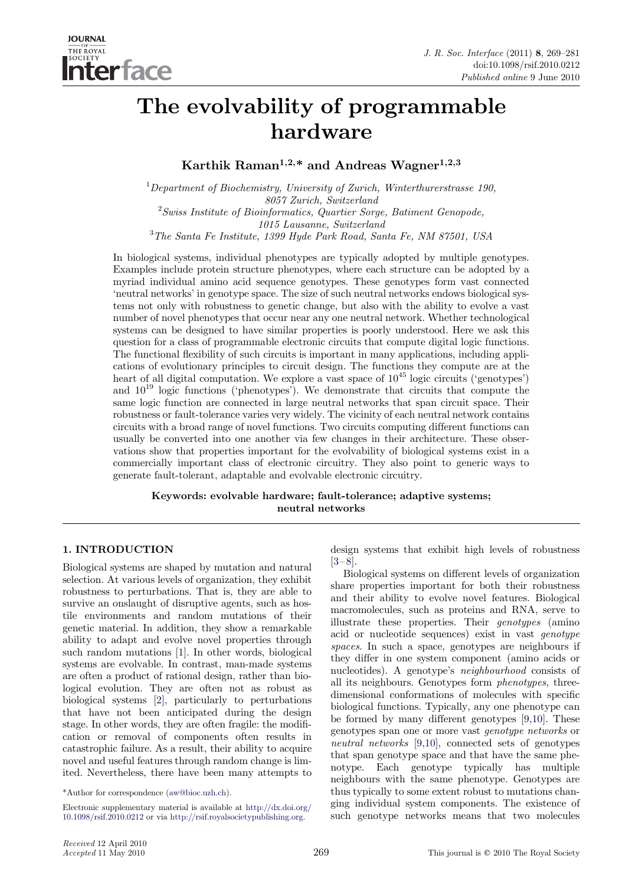# The evolvability of programmable hardware

**Karthik Raman[1,2,*] and Andreas Wagner[1,2,3]**

[1] *Department of Biochemistry, University of Zurich, Winterthurerstrasse 190, 8057 Zurich, Switzerland*
[2] *Swiss Institute of Bioinformatics, Quartier Sorge, Batiment Genopode, 1015 Lausanne, Switzerland*
[3] *The Santa Fe Institute, 1399 Hyde Park Road, Santa Fe, NM 87501, USA*

In biological systems, individual phenotypes are typically adopted by multiple genotypes. Examples include protein structure phenotypes, where each structure can be adopted by a myriad individual amino acid sequence genotypes. These genotypes form vast connected 'neutral networks' in genotype space. The size of such neutral networks endows biological systems not only with robustness to genetic change, but also with the ability to evolve a vast number of novel phenotypes that occur near any one neutral network. Whether technological systems can be designed to have similar properties is poorly understood. Here we ask this question for a class of programmable electronic circuits that compute digital logic functions. The functional flexibility of such circuits is important in many applications, including applications of evolutionary principles to circuit design. The functions they compute are at the heart of all digital computation. We explore a vast space of $10^{45}$ logic circuits ('genotypes') and $10^{19}$ logic functions ('phenotypes'). We demonstrate that circuits that compute the same logic function are connected in large neutral networks that span circuit space. Their robustness or fault-tolerance varies very widely. The vicinity of each neutral network contains circuits with a broad range of novel functions. Two circuits computing different functions can usually be converted into one another via few changes in their architecture. These observations show that properties important for the evolvability of biological systems exist in a commercially important class of electronic circuitry. They also point to generic ways to generate fault-tolerant, adaptable and evolvable electronic circuitry.

**Keywords: evolvable hardware; fault-tolerance; adaptive systems; neutral networks**

## 1. INTRODUCTION

Biological systems are shaped by mutation and natural selection. At various levels of organization, they exhibit robustness to perturbations. That is, they are able to survive an onslaught of disruptive agents, such as hostile environments and random mutations of their genetic material. In addition, they show a remarkable ability to adapt and evolve novel properties through such random mutations [1]. In other words, biological systems are evolvable. In contrast, man-made systems are often a product of rational design, rather than biological evolution. They are often not as robust as biological systems [2], particularly to perturbations that have not been anticipated during the design stage. In other words, they are often fragile: the modification or removal of components often results in catastrophic failure. As a result, their ability to acquire novel and useful features through random change is limited. Nevertheless, there have been many attempts to design systems that exhibit high levels of robustness [3–8].

Biological systems on different levels of organization share properties important for both their robustness and their ability to evolve novel features. Biological macromolecules, such as proteins and RNA, serve to illustrate these properties. Their *genotypes* (amino acid or nucleotide sequences) exist in vast *genotype spaces*. In such a space, genotypes are neighbours if they differ in one system component (amino acids or nucleotides). A genotype's *neighbourhood* consists of all its neighbours. Genotypes form *phenotypes*, three-dimensional conformations of molecules with specific biological functions. Typically, any one phenotype can be formed by many different genotypes [9,10]. These genotypes span one or more vast *genotype networks* or *neutral networks* [9,10], connected sets of genotypes that span genotype space and that have the same phenotype. Each genotype typically has multiple neighbours with the same phenotype. Genotypes are thus typically to some extent robust to mutations changing individual system components. The existence of such genotype networks means that two molecules

*Author for correspondence (aw@bioc.uzh.ch).

Electronic supplementary material is available at http://dx.doi.org/10.1098/rsif.2010.0212 or via http://rsif.royalsocietypublishing.org.

*Received* 12 April 2010
*Accepted* 11 May 2010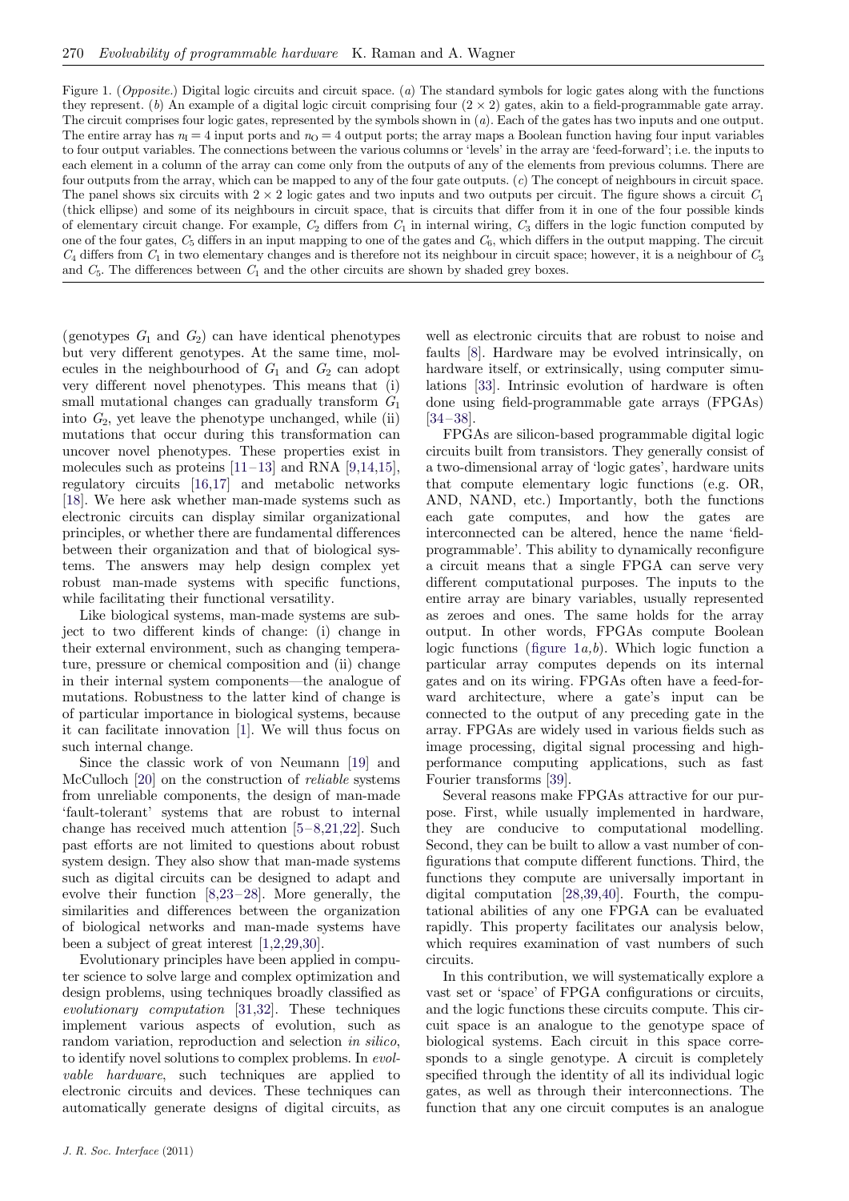Figure 1. (*Opposite.*) Digital logic circuits and circuit space. (*a*) The standard symbols for logic gates along with the functions they represent. (*b*) An example of a digital logic circuit comprising four ($2 \times 2$) gates, akin to a field-programmable gate array. The circuit comprises four logic gates, represented by the symbols shown in (*a*). Each of the gates has two inputs and one output. The entire array has $n_I = 4$ input ports and $n_O = 4$ output ports; the array maps a Boolean function having four input variables to four output variables. The connections between the various columns or 'levels' in the array are 'feed-forward'; i.e. the inputs to each element in a column of the array can come only from the outputs of any of the elements from previous columns. There are four outputs from the array, which can be mapped to any of the four gate outputs. (*c*) The concept of neighbours in circuit space. The panel shows six circuits with $2 \times 2$ logic gates and two inputs and two outputs per circuit. The figure shows a circuit $C_1$ (thick ellipse) and some of its neighbours in circuit space, that is circuits that differ from it in one of the four possible kinds of elementary circuit change. For example, $C_2$ differs from $C_1$ in internal wiring, $C_3$ differs in the logic function computed by one of the four gates, $C_5$ differs in an input mapping to one of the gates and $C_6$, which differs in the output mapping. The circuit $C_4$ differs from $C_1$ in two elementary changes and is therefore not its neighbour in circuit space; however, it is a neighbour of $C_3$ and $C_5$. The differences between $C_1$ and the other circuits are shown by shaded grey boxes.

(genotypes $G_1$ and $G_2$) can have identical phenotypes but very different genotypes. At the same time, molecules in the neighbourhood of $G_1$ and $G_2$ can adopt very different novel phenotypes. This means that (i) small mutational changes can gradually transform $G_1$ into $G_2$, yet leave the phenotype unchanged, while (ii) mutations that occur during this transformation can uncover novel phenotypes. These properties exist in molecules such as proteins [11–13] and RNA [9,14,15], regulatory circuits [16,17] and metabolic networks [18]. We here ask whether man-made systems such as electronic circuits can display similar organizational principles, or whether there are fundamental differences between their organization and that of biological systems. The answers may help design complex yet robust man-made systems with specific functions, while facilitating their functional versatility.

Like biological systems, man-made systems are subject to two different kinds of change: (i) change in their external environment, such as changing temperature, pressure or chemical composition and (ii) change in their internal system components—the analogue of mutations. Robustness to the latter kind of change is of particular importance in biological systems, because it can facilitate innovation [1]. We will thus focus on such internal change.

Since the classic work of von Neumann [19] and McCulloch [20] on the construction of *reliable* systems from unreliable components, the design of man-made 'fault-tolerant' systems that are robust to internal change has received much attention [5–8,21,22]. Such past efforts are not limited to questions about robust system design. They also show that man-made systems such as digital circuits can be designed to adapt and evolve their function [8,23–28]. More generally, the similarities and differences between the organization of biological networks and man-made systems have been a subject of great interest [1,2,29,30].

Evolutionary principles have been applied in computer science to solve large and complex optimization and design problems, using techniques broadly classified as *evolutionary computation* [31,32]. These techniques implement various aspects of evolution, such as random variation, reproduction and selection *in silico*, to identify novel solutions to complex problems. In *evolvable hardware*, such techniques are applied to electronic circuits and devices. These techniques can automatically generate designs of digital circuits, as well as electronic circuits that are robust to noise and faults [8]. Hardware may be evolved intrinsically, on hardware itself, or extrinsically, using computer simulations [33]. Intrinsic evolution of hardware is often done using field-programmable gate arrays (FPGAs) [34–38].

FPGAs are silicon-based programmable digital logic circuits built from transistors. They generally consist of a two-dimensional array of 'logic gates', hardware units that compute elementary logic functions (e.g. OR, AND, NAND, etc.) Importantly, both the functions each gate computes, and how the gates are interconnected can be altered, hence the name 'field-programmable'. This ability to dynamically reconfigure a circuit means that a single FPGA can serve very different computational purposes. The inputs to the entire array are binary variables, usually represented as zeroes and ones. The same holds for the array output. In other words, FPGAs compute Boolean logic functions (figure 1*a,b*). Which logic function a particular array computes depends on its internal gates and on its wiring. FPGAs often have a feed-forward architecture, where a gate's input can be connected to the output of any preceding gate in the array. FPGAs are widely used in various fields such as image processing, digital signal processing and high-performance computing applications, such as fast Fourier transforms [39].

Several reasons make FPGAs attractive for our purpose. First, while usually implemented in hardware, they are conducive to computational modelling. Second, they can be built to allow a vast number of configurations that compute different functions. Third, the functions they compute are universally important in digital computation [28,39,40]. Fourth, the computational abilities of any one FPGA can be evaluated rapidly. This property facilitates our analysis below, which requires examination of vast numbers of such circuits.

In this contribution, we will systematically explore a vast set or 'space' of FPGA configurations or circuits, and the logic functions these circuits compute. This circuit space is an analogue to the genotype space of biological systems. Each circuit in this space corresponds to a single genotype. A circuit is completely specified through the identity of all its individual logic gates, as well as through their interconnections. The function that any one circuit computes is an analogue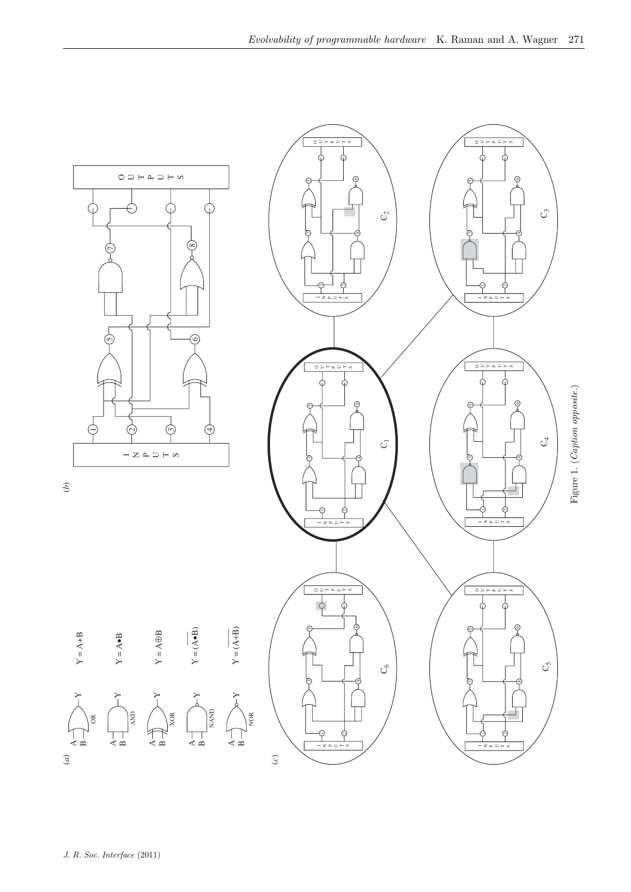Figure 1. (*Caption opposite*.)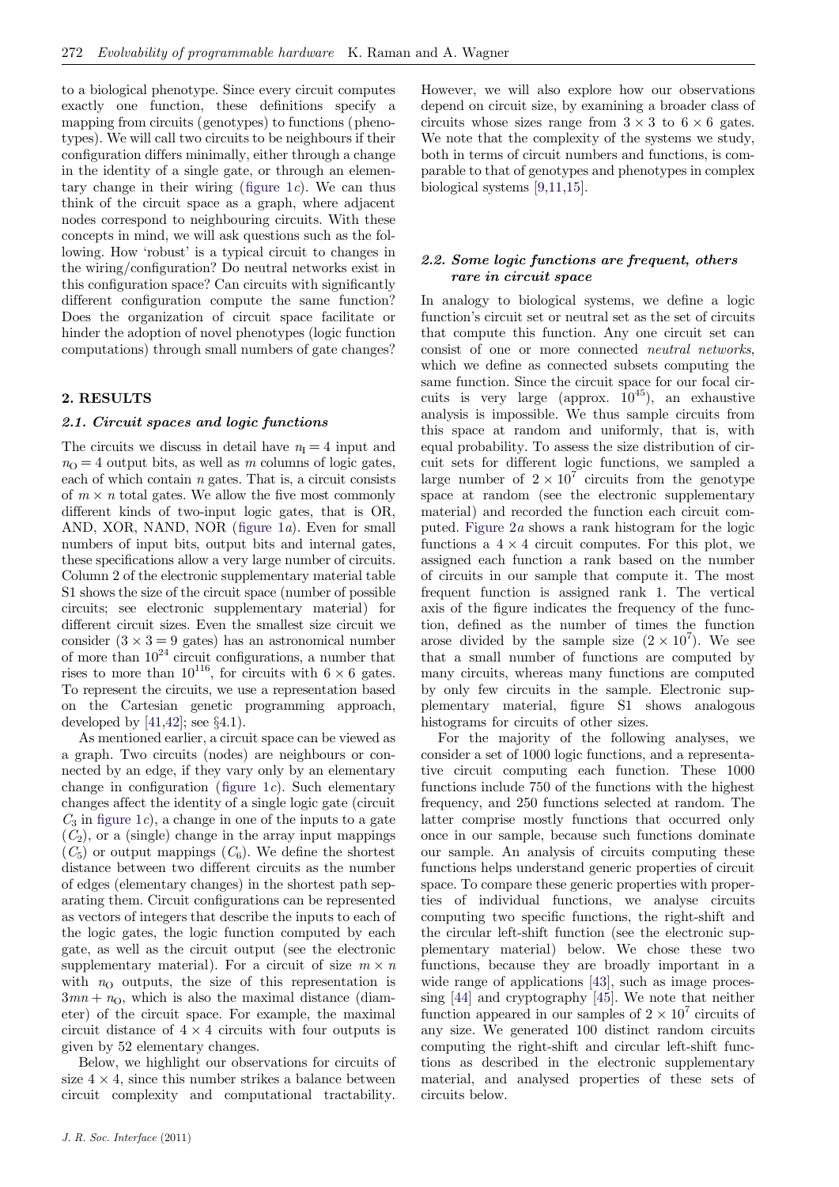to a biological phenotype. Since every circuit computes exactly one function, these definitions specify a mapping from circuits (genotypes) to functions (phenotypes). We will call two circuits to be neighbours if their configuration differs minimally, either through a change in the identity of a single gate, or through an elementary change in their wiring (figure 1*c*). We can thus think of the circuit space as a graph, where adjacent nodes correspond to neighbouring circuits. With these concepts in mind, we will ask questions such as the following. How 'robust' is a typical circuit to changes in the wiring/configuration? Do neutral networks exist in this configuration space? Can circuits with significantly different configuration compute the same function? Does the organization of circuit space facilitate or hinder the adoption of novel phenotypes (logic function computations) through small numbers of gate changes?

## 2. RESULTS

### 2.1. Circuit spaces and logic functions

The circuits we discuss in detail have $n_I = 4$ input and $n_O = 4$ output bits, as well as $m$ columns of logic gates, each of which contain $n$ gates. That is, a circuit consists of $m \times n$ total gates. We allow the five most commonly different kinds of two-input logic gates, that is OR, AND, XOR, NAND, NOR (figure 1*a*). Even for small numbers of input bits, output bits and internal gates, these specifications allow a very large number of circuits. Column 2 of the electronic supplementary material table S1 shows the size of the circuit space (number of possible circuits; see electronic supplementary material) for different circuit sizes. Even the smallest size circuit we consider ($3 \times 3 = 9$ gates) has an astronomical number of more than $10^{24}$ circuit configurations, a number that rises to more than $10^{116}$, for circuits with $6 \times 6$ gates. To represent the circuits, we use a representation based on the Cartesian genetic programming approach, developed by [41,42]; see §4.1).

As mentioned earlier, a circuit space can be viewed as a graph. Two circuits (nodes) are neighbours or connected by an edge, if they vary only by an elementary change in configuration (figure 1*c*). Such elementary changes affect the identity of a single logic gate (circuit $C_3$ in figure 1*c*), a change in one of the inputs to a gate ($C_2$), or a (single) change in the array input mappings ($C_5$) or output mappings ($C_6$). We define the shortest distance between two different circuits as the number of edges (elementary changes) in the shortest path separating them. Circuit configurations can be represented as vectors of integers that describe the inputs to each of the logic gates, the logic function computed by each gate, as well as the circuit output (see the electronic supplementary material). For a circuit of size $m \times n$ with $n_O$ outputs, the size of this representation is $3mn + n_O$, which is also the maximal distance (diameter) of the circuit space. For example, the maximal circuit distance of $4 \times 4$ circuits with four outputs is given by 52 elementary changes.

Below, we highlight our observations for circuits of size $4 \times 4$, since this number strikes a balance between circuit complexity and computational tractability. However, we will also explore how our observations depend on circuit size, by examining a broader class of circuits whose sizes range from $3 \times 3$ to $6 \times 6$ gates. We note that the complexity of the systems we study, both in terms of circuit numbers and functions, is comparable to that of genotypes and phenotypes in complex biological systems [9,11,15].

### 2.2. Some logic functions are frequent, others rare in circuit space

In analogy to biological systems, we define a logic function's circuit set or neutral set as the set of circuits that compute this function. Any one circuit set can consist of one or more connected *neutral networks*, which we define as connected subsets computing the same function. Since the circuit space for our focal circuits is very large (approx. $10^{45}$), an exhaustive analysis is impossible. We thus sample circuits from this space at random and uniformly, that is, with equal probability. To assess the size distribution of circuit sets for different logic functions, we sampled a large number of $2 \times 10^7$ circuits from the genotype space at random (see the electronic supplementary material) and recorded the function each circuit computed. Figure 2*a* shows a rank histogram for the logic functions a $4 \times 4$ circuit computes. For this plot, we assigned each function a rank based on the number of circuits in our sample that compute it. The most frequent function is assigned rank 1. The vertical axis of the figure indicates the frequency of the function, defined as the number of times the function arose divided by the sample size ($2 \times 10^7$). We see that a small number of functions are computed by many circuits, whereas many functions are computed by only few circuits in the sample. Electronic supplementary material, figure S1 shows analogous histograms for circuits of other sizes.

For the majority of the following analyses, we consider a set of 1000 logic functions, and a representative circuit computing each function. These 1000 functions include 750 of the functions with the highest frequency, and 250 functions selected at random. The latter comprise mostly functions that occurred only once in our sample, because such functions dominate our sample. An analysis of circuits computing these functions helps understand generic properties of circuit space. To compare these generic properties with properties of individual functions, we analyse circuits computing two specific functions, the right-shift and the circular left-shift function (see the electronic supplementary material) below. We chose these two functions, because they are broadly important in a wide range of applications [43], such as image processing [44] and cryptography [45]. We note that neither function appeared in our samples of $2 \times 10^7$ circuits of any size. We generated 100 distinct random circuits computing the right-shift and circular left-shift functions as described in the electronic supplementary material, and analysed properties of these sets of circuits below.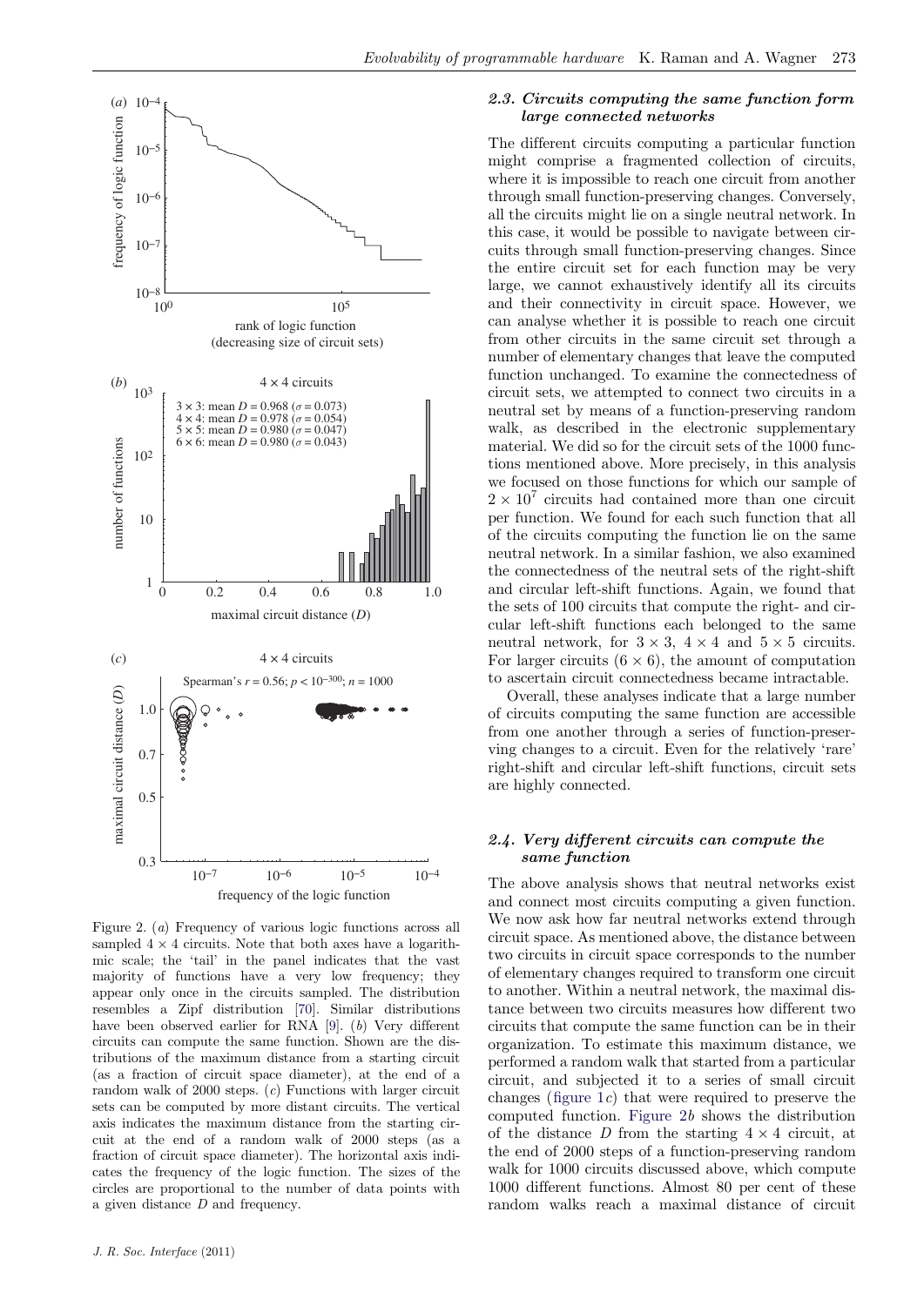Figure 2. (*a*) Frequency of various logic functions across all sampled $4 \times 4$ circuits. Note that both axes have a logarithmic scale; the 'tail' in the panel indicates that the vast majority of functions have a very low frequency; they appear only once in the circuits sampled. The distribution resembles a Zipf distribution [70]. Similar distributions have been observed earlier for RNA [9]. (*b*) Very different circuits can compute the same function. Shown are the distributions of the maximum distance from a starting circuit (as a fraction of circuit space diameter), at the end of a random walk of 2000 steps. (*c*) Functions with larger circuit sets can be computed by more distant circuits. The vertical axis indicates the maximum distance from the starting circuit at the end of a random walk of 2000 steps (as a fraction of circuit space diameter). The horizontal axis indicates the frequency of the logic function. The sizes of the circles are proportional to the number of data points with a given distance $D$ and frequency.

### 2.3. *Circuits computing the same function form large connected networks*

The different circuits computing a particular function might comprise a fragmented collection of circuits, where it is impossible to reach one circuit from another through small function-preserving changes. Conversely, all the circuits might lie on a single neutral network. In this case, it would be possible to navigate between circuits through small function-preserving changes. Since the entire circuit set for each function may be very large, we cannot exhaustively identify all its circuits and their connectivity in circuit space. However, we can analyse whether it is possible to reach one circuit from other circuits in the same circuit set through a number of elementary changes that leave the computed function unchanged. To examine the connectedness of circuit sets, we attempted to connect two circuits in a neutral set by means of a function-preserving random walk, as described in the electronic supplementary material. We did so for the circuit sets of the 1000 functions mentioned above. More precisely, in this analysis we focused on those functions for which our sample of $2 \times 10^7$ circuits had contained more than one circuit per function. We found for each such function that all of the circuits computing the function lie on the same neutral network. In a similar fashion, we also examined the connectedness of the neutral sets of the right-shift and circular left-shift functions. Again, we found that the sets of 100 circuits that compute the right- and circular left-shift functions each belonged to the same neutral network, for $3 \times 3$, $4 \times 4$ and $5 \times 5$ circuits. For larger circuits ($6 \times 6$), the amount of computation to ascertain circuit connectedness became intractable.

Overall, these analyses indicate that a large number of circuits computing the same function are accessible from one another through a series of function-preserving changes to a circuit. Even for the relatively 'rare' right-shift and circular left-shift functions, circuit sets are highly connected.

### 2.4. *Very different circuits can compute the same function*

The above analysis shows that neutral networks exist and connect most circuits computing a given function. We now ask how far neutral networks extend through circuit space. As mentioned above, the distance between two circuits in circuit space corresponds to the number of elementary changes required to transform one circuit to another. Within a neutral network, the maximal distance between two circuits measures how different two circuits that compute the same function can be in their organization. To estimate this maximum distance, we performed a random walk that started from a particular circuit, and subjected it to a series of small circuit changes (figure 1*c*) that were required to preserve the computed function. Figure 2*b* shows the distribution of the distance $D$ from the starting $4 \times 4$ circuit, at the end of 2000 steps of a function-preserving random walk for 1000 circuits discussed above, which compute 1000 different functions. Almost 80 per cent of these random walks reach a maximal distance of circuit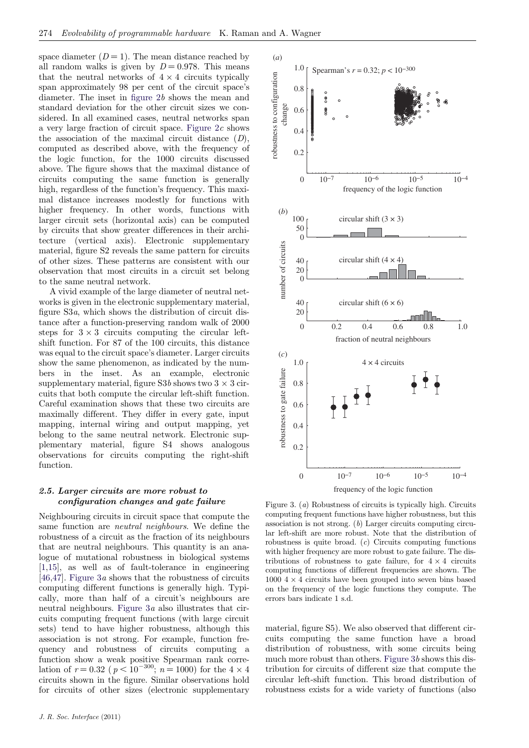space diameter ($D = 1$). The mean distance reached by all random walks is given by $D = 0.978$. This means that the neutral networks of $4 \times 4$ circuits typically span approximately 98 per cent of the circuit space's diameter. The inset in figure 2*b* shows the mean and standard deviation for the other circuit sizes we considered. In all examined cases, neutral networks span a very large fraction of circuit space. Figure 2*c* shows the association of the maximal circuit distance ($D$), computed as described above, with the frequency of the logic function, for the 1000 circuits discussed above. The figure shows that the maximal distance of circuits computing the same function is generally high, regardless of the function's frequency. This maximal distance increases modestly for functions with higher frequency. In other words, functions with larger circuit sets (horizontal axis) can be computed by circuits that show greater differences in their architecture (vertical axis). Electronic supplementary material, figure S2 reveals the same pattern for circuits of other sizes. These patterns are consistent with our observation that most circuits in a circuit set belong to the same neutral network.

A vivid example of the large diameter of neutral networks is given in the electronic supplementary material, figure S3*a*, which shows the distribution of circuit distance after a function-preserving random walk of 2000 steps for $3 \times 3$ circuits computing the circular left-shift function. For 87 of the 100 circuits, this distance was equal to the circuit space's diameter. Larger circuits show the same phenomenon, as indicated by the numbers in the inset. As an example, electronic supplementary material, figure S3*b* shows two $3 \times 3$ circuits that both compute the circular left-shift function. Careful examination shows that these two circuits are maximally different. They differ in every gate, input mapping, internal wiring and output mapping, yet belong to the same neutral network. Electronic supplementary material, figure S4 shows analogous observations for circuits computing the right-shift function.

### 2.5. Larger circuits are more robust to configuration changes and gate failure

Neighbouring circuits in circuit space that compute the same function are *neutral neighbours*. We define the robustness of a circuit as the fraction of its neighbours that are neutral neighbours. This quantity is an analogue of mutational robustness in biological systems [1,15], as well as of fault-tolerance in engineering [46,47]. Figure 3*a* shows that the robustness of circuits computing different functions is generally high. Typically, more than half of a circuit's neighbours are neutral neighbours. Figure 3*a* also illustrates that circuits computing frequent functions (with large circuit sets) tend to have higher robustness, although this association is not strong. For example, function frequency and robustness of circuits computing a function show a weak positive Spearman rank correlation of $r = 0.32$ ($p < 10^{-300}$; $n = 1000$) for the $4 \times 4$ circuits shown in the figure. Similar observations hold for circuits of other sizes (electronic supplementary material, figure S5). We also observed that different circuits computing the same function have a broad distribution of robustness, with some circuits being much more robust than others. Figure 3*b* shows this distribution for circuits of different size that compute the circular left-shift function. This broad distribution of robustness exists for a wide variety of functions (also

Figure 3. (*a*) Robustness of circuits is typically high. Circuits computing frequent functions have higher robustness, but this association is not strong. (*b*) Larger circuits computing circular left-shift are more robust. Note that the distribution of robustness is quite broad. (*c*) Circuits computing functions with higher frequency are more robust to gate failure. The distributions of robustness to gate failure, for $4 \times 4$ circuits computing functions of different frequencies are shown. The 1000 $4 \times 4$ circuits have been grouped into seven bins based on the frequency of the logic functions they compute. The errors bars indicate 1 s.d.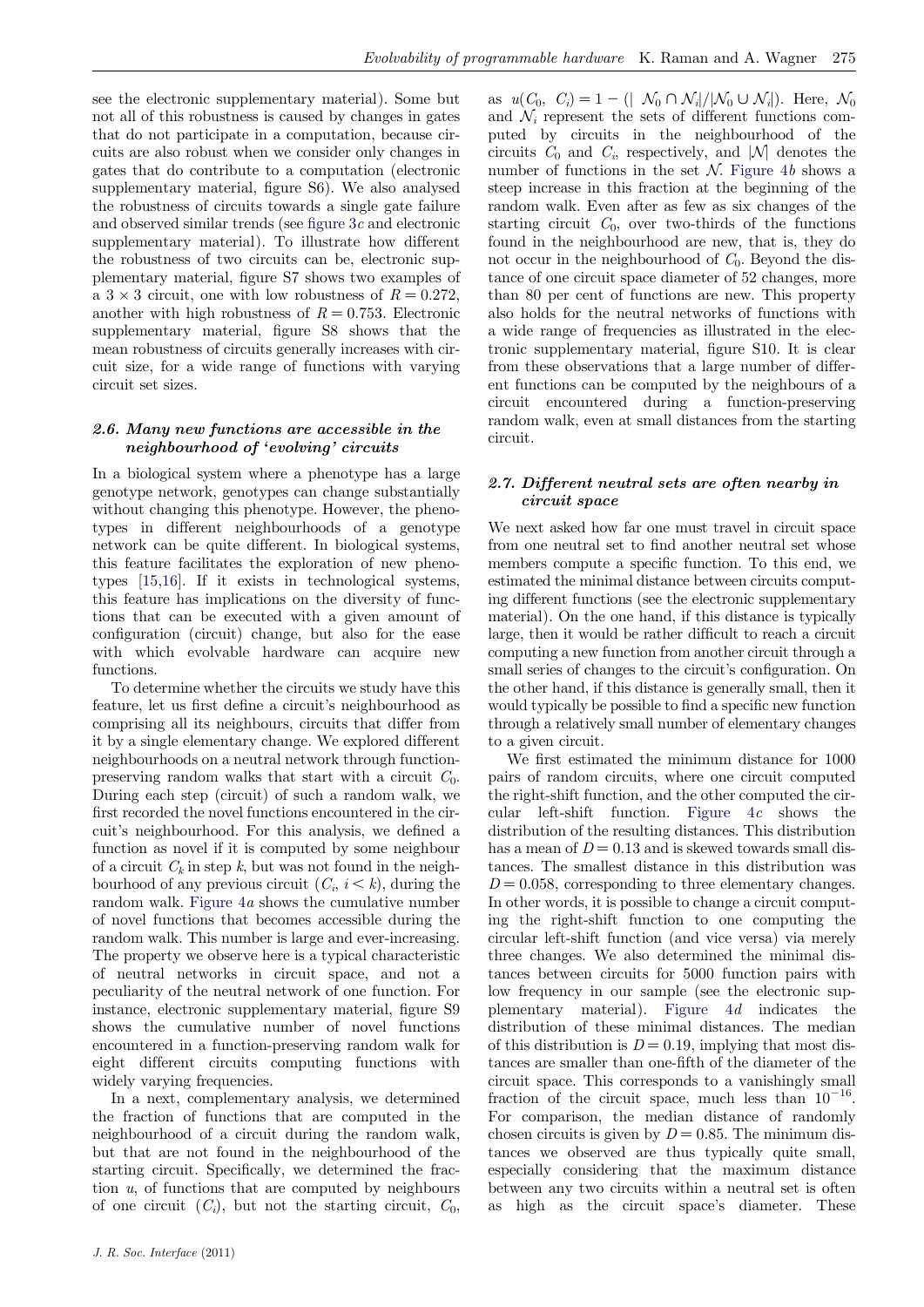see the electronic supplementary material). Some but not all of this robustness is caused by changes in gates that do not participate in a computation, because circuits are also robust when we consider only changes in gates that do contribute to a computation (electronic supplementary material, figure S6). We also analysed the robustness of circuits towards a single gate failure and observed similar trends (see figure 3*c* and electronic supplementary material). To illustrate how different the robustness of two circuits can be, electronic supplementary material, figure S7 shows two examples of a $3 \times 3$ circuit, one with low robustness of $R = 0.272$, another with high robustness of $R = 0.753$. Electronic supplementary material, figure S8 shows that the mean robustness of circuits generally increases with circuit size, for a wide range of functions with varying circuit set sizes.

### *2.6. Many new functions are accessible in the neighbourhood of 'evolving' circuits*

In a biological system where a phenotype has a large genotype network, genotypes can change substantially without changing this phenotype. However, the phenotypes in different neighbourhoods of a genotype network can be quite different. In biological systems, this feature facilitates the exploration of new phenotypes [15,16]. If it exists in technological systems, this feature has implications on the diversity of functions that can be executed with a given amount of configuration (circuit) change, but also for the ease with which evolvable hardware can acquire new functions.

To determine whether the circuits we study have this feature, let us first define a circuit's neighbourhood as comprising all its neighbours, circuits that differ from it by a single elementary change. We explored different neighbourhoods on a neutral network through function-preserving random walks that start with a circuit $C_0$. During each step (circuit) of such a random walk, we first recorded the novel functions encountered in the circuit's neighbourhood. For this analysis, we defined a function as novel if it is computed by some neighbour of a circuit $C_k$ in step $k$, but was not found in the neighbourhood of any previous circuit ($C_i$, $i < k$), during the random walk. Figure 4*a* shows the cumulative number of novel functions that becomes accessible during the random walk. This number is large and ever-increasing. The property we observe here is a typical characteristic of neutral networks in circuit space, and not a peculiarity of the neutral network of one function. For instance, electronic supplementary material, figure S9 shows the cumulative number of novel functions encountered in a function-preserving random walk for eight different circuits computing functions with widely varying frequencies.

In a next, complementary analysis, we determined the fraction of functions that are computed in the neighbourhood of a circuit during the random walk, but that are not found in the neighbourhood of the starting circuit. Specifically, we determined the fraction $u$, of functions that are computed by neighbours of one circuit ($C_i$), but not the starting circuit, $C_0$, as $u(C_0,\ C_i) = 1 - (|\ \mathcal{N}_0 \cap \mathcal{N}_i|/|\mathcal{N}_0 \cup \mathcal{N}_i|)$. Here, $\mathcal{N}_0$ and $\mathcal{N}_i$ represent the sets of different functions computed by circuits in the neighbourhood of the circuits $C_0$ and $C_i$, respectively, and $|\mathcal{N}|$ denotes the number of functions in the set $\mathcal{N}$. Figure 4*b* shows a steep increase in this fraction at the beginning of the random walk. Even after as few as six changes of the starting circuit $C_0$, over two-thirds of the functions found in the neighbourhood are new, that is, they do not occur in the neighbourhood of $C_0$. Beyond the distance of one circuit space diameter of 52 changes, more than 80 per cent of functions are new. This property also holds for the neutral networks of functions with a wide range of frequencies as illustrated in the electronic supplementary material, figure S10. It is clear from these observations that a large number of different functions can be computed by the neighbours of a circuit encountered during a function-preserving random walk, even at small distances from the starting circuit.

### *2.7. Different neutral sets are often nearby in circuit space*

We next asked how far one must travel in circuit space from one neutral set to find another neutral set whose members compute a specific function. To this end, we estimated the minimal distance between circuits computing different functions (see the electronic supplementary material). On the one hand, if this distance is typically large, then it would be rather difficult to reach a circuit computing a new function from another circuit through a small series of changes to the circuit's configuration. On the other hand, if this distance is generally small, then it would typically be possible to find a specific new function through a relatively small number of elementary changes to a given circuit.

We first estimated the minimum distance for 1000 pairs of random circuits, where one circuit computed the right-shift function, and the other computed the circular left-shift function. Figure 4*c* shows the distribution of the resulting distances. This distribution has a mean of $D = 0.13$ and is skewed towards small distances. The smallest distance in this distribution was $D = 0.058$, corresponding to three elementary changes. In other words, it is possible to change a circuit computing the right-shift function to one computing the circular left-shift function (and vice versa) via merely three changes. We also determined the minimal distances between circuits for 5000 function pairs with low frequency in our sample (see the electronic supplementary material). Figure 4*d* indicates the distribution of these minimal distances. The median of this distribution is $D = 0.19$, implying that most distances are smaller than one-fifth of the diameter of the circuit space. This corresponds to a vanishingly small fraction of the circuit space, much less than $10^{-16}$. For comparison, the median distance of randomly chosen circuits is given by $D = 0.85$. The minimum distances we observed are thus typically quite small, especially considering that the maximum distance between any two circuits within a neutral set is often as high as the circuit space's diameter. These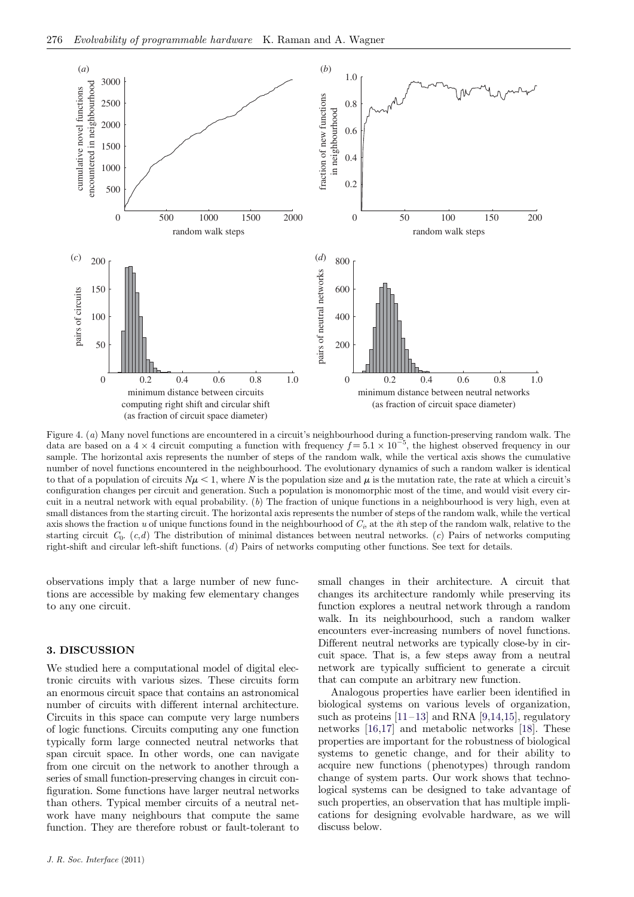(a)

cumulative novel functions encountered in neighbourhood

3000
2500
2000
1500
1000
500

0 500 1000 1500 2000

random walk steps

(b)

fraction of new functions in neighbourhood

1.0
0.8
0.6
0.4
0.2

0 50 100 150 200

random walk steps

(c)

pairs of circuits

200
150
100
50

0 0.2 0.4 0.6 0.8 1.0

minimum distance between circuits computing right shift and circular shift (as fraction of circuit space diameter)

(d)

pairs of neutral networks

800
600
400
200

0 0.2 0.4 0.6 0.8 1.0

minimum distance between neutral networks (as fraction of circuit space diameter)

Figure 4. (*a*) Many novel functions are encountered in a circuit's neighbourhood during a function-preserving random walk. The data are based on a $4 \times 4$ circuit computing a function with frequency $f = 5.1 \times 10^{-5}$, the highest observed frequency in our sample. The horizontal axis represents the number of steps of the random walk, while the vertical axis shows the cumulative number of novel functions encountered in the neighbourhood. The evolutionary dynamics of such a random walker is identical to that of a population of circuits $N\mu < 1$, where $N$ is the population size and $\mu$ is the mutation rate, the rate at which a circuit's configuration changes per circuit and generation. Such a population is monomorphic most of the time, and would visit every circuit in a neutral network with equal probability. (*b*) The fraction of unique functions in a neighbourhood is very high, even at small distances from the starting circuit. The horizontal axis represents the number of steps of the random walk, while the vertical axis shows the fraction $u$ of unique functions found in the neighbourhood of $C_i$, at the $i$th step of the random walk, relative to the starting circuit $C_0$. (*c,d*) The distribution of minimal distances between neutral networks. (*c*) Pairs of networks computing right-shift and circular left-shift functions. (*d*) Pairs of networks computing other functions. See text for details.

observations imply that a large number of new functions are accessible by making few elementary changes to any one circuit.

## 3. DISCUSSION

We studied here a computational model of digital electronic circuits with various sizes. These circuits form an enormous circuit space that contains an astronomical number of circuits with different internal architecture. Circuits in this space can compute very large numbers of logic functions. Circuits computing any one function typically form large connected neutral networks that span circuit space. In other words, one can navigate from one circuit on the network to another through a series of small function-preserving changes in circuit configuration. Some functions have larger neutral networks than others. Typical member circuits of a neutral network have many neighbours that compute the same function. They are therefore robust or fault-tolerant to small changes in their architecture. A circuit that changes its architecture randomly while preserving its function explores a neutral network through a random walk. In its neighbourhood, such a random walker encounters ever-increasing numbers of novel functions. Different neutral networks are typically close-by in circuit space. That is, a few steps away from a neutral network are typically sufficient to generate a circuit that can compute an arbitrary new function.

Analogous properties have earlier been identified in biological systems on various levels of organization, such as proteins [11–13] and RNA [9,14,15], regulatory networks [16,17] and metabolic networks [18]. These properties are important for the robustness of biological systems to genetic change, and for their ability to acquire new functions (phenotypes) through random change of system parts. Our work shows that technological systems can be designed to take advantage of such properties, an observation that has multiple implications for designing evolvable hardware, as we will discuss below.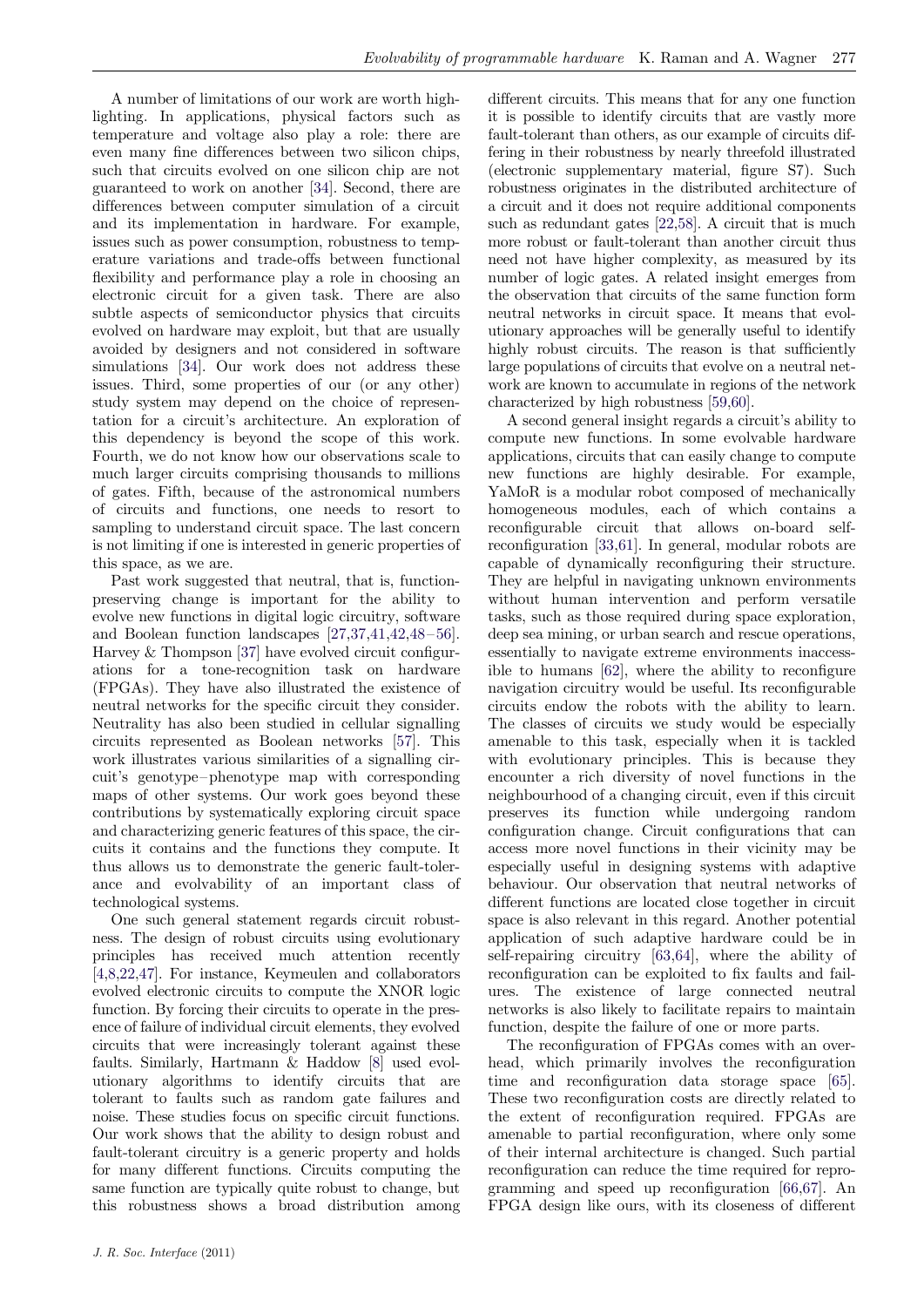A number of limitations of our work are worth highlighting. In applications, physical factors such as temperature and voltage also play a role: there are even many fine differences between two silicon chips, such that circuits evolved on one silicon chip are not guaranteed to work on another [34]. Second, there are differences between computer simulation of a circuit and its implementation in hardware. For example, issues such as power consumption, robustness to temperature variations and trade-offs between functional flexibility and performance play a role in choosing an electronic circuit for a given task. There are also subtle aspects of semiconductor physics that circuits evolved on hardware may exploit, but that are usually avoided by designers and not considered in software simulations [34]. Our work does not address these issues. Third, some properties of our (or any other) study system may depend on the choice of representation for a circuit's architecture. An exploration of this dependency is beyond the scope of this work. Fourth, we do not know how our observations scale to much larger circuits comprising thousands to millions of gates. Fifth, because of the astronomical numbers of circuits and functions, one needs to resort to sampling to understand circuit space. The last concern is not limiting if one is interested in generic properties of this space, as we are.

Past work suggested that neutral, that is, function-preserving change is important for the ability to evolve new functions in digital logic circuitry, software and Boolean function landscapes [27,37,41,42,48–56]. Harvey & Thompson [37] have evolved circuit configurations for a tone-recognition task on hardware (FPGAs). They have also illustrated the existence of neutral networks for the specific circuit they consider. Neutrality has also been studied in cellular signalling circuits represented as Boolean networks [57]. This work illustrates various similarities of a signalling circuit's genotype–phenotype map with corresponding maps of other systems. Our work goes beyond these contributions by systematically exploring circuit space and characterizing generic features of this space, the circuits it contains and the functions they compute. It thus allows us to demonstrate the generic fault-tolerance and evolvability of an important class of technological systems.

One such general statement regards circuit robustness. The design of robust circuits using evolutionary principles has received much attention recently [4,8,22,47]. For instance, Keymeulen and collaborators evolved electronic circuits to compute the XNOR logic function. By forcing their circuits to operate in the presence of failure of individual circuit elements, they evolved circuits that were increasingly tolerant against these faults. Similarly, Hartmann & Haddow [8] used evolutionary algorithms to identify circuits that are tolerant to faults such as random gate failures and noise. These studies focus on specific circuit functions. Our work shows that the ability to design robust and fault-tolerant circuitry is a generic property and holds for many different functions. Circuits computing the same function are typically quite robust to change, but this robustness shows a broad distribution among different circuits. This means that for any one function it is possible to identify circuits that are vastly more fault-tolerant than others, as our example of circuits differing in their robustness by nearly threefold illustrated (electronic supplementary material, figure S7). Such robustness originates in the distributed architecture of a circuit and it does not require additional components such as redundant gates [22,58]. A circuit that is much more robust or fault-tolerant than another circuit thus need not have higher complexity, as measured by its number of logic gates. A related insight emerges from the observation that circuits of the same function form neutral networks in circuit space. It means that evolutionary approaches will be generally useful to identify highly robust circuits. The reason is that sufficiently large populations of circuits that evolve on a neutral network are known to accumulate in regions of the network characterized by high robustness [59,60].

A second general insight regards a circuit's ability to compute new functions. In some evolvable hardware applications, circuits that can easily change to compute new functions are highly desirable. For example, YaMoR is a modular robot composed of mechanically homogeneous modules, each of which contains a reconfigurable circuit that allows on-board self-reconfiguration [33,61]. In general, modular robots are capable of dynamically reconfiguring their structure. They are helpful in navigating unknown environments without human intervention and perform versatile tasks, such as those required during space exploration, deep sea mining, or urban search and rescue operations, essentially to navigate extreme environments inaccessible to humans [62], where the ability to reconfigure navigation circuitry would be useful. Its reconfigurable circuits endow the robots with the ability to learn. The classes of circuits we study would be especially amenable to this task, especially when it is tackled with evolutionary principles. This is because they encounter a rich diversity of novel functions in the neighbourhood of a changing circuit, even if this circuit preserves its function while undergoing random configuration change. Circuit configurations that can access more novel functions in their vicinity may be especially useful in designing systems with adaptive behaviour. Our observation that neutral networks of different functions are located close together in circuit space is also relevant in this regard. Another potential application of such adaptive hardware could be in self-repairing circuitry [63,64], where the ability of reconfiguration can be exploited to fix faults and failures. The existence of large connected neutral networks is also likely to facilitate repairs to maintain function, despite the failure of one or more parts.

The reconfiguration of FPGAs comes with an overhead, which primarily involves the reconfiguration time and reconfiguration data storage space [65]. These two reconfiguration costs are directly related to the extent of reconfiguration required. FPGAs are amenable to partial reconfiguration, where only some of their internal architecture is changed. Such partial reconfiguration can reduce the time required for reprogramming and speed up reconfiguration [66,67]. An FPGA design like ours, with its closeness of different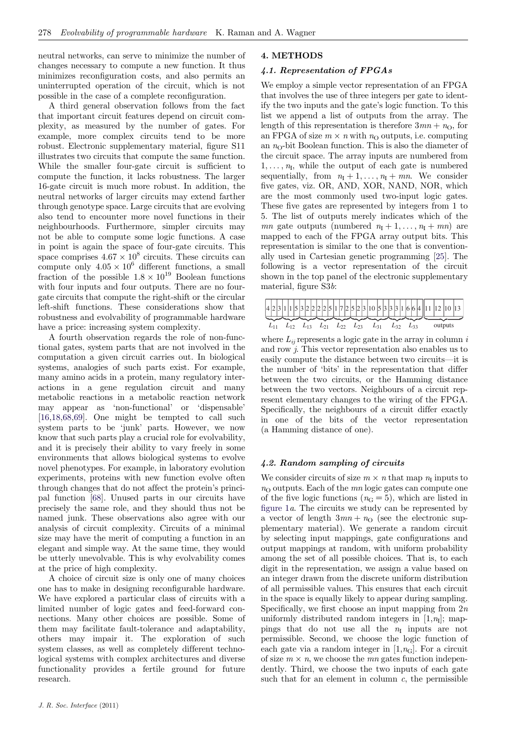neutral networks, can serve to minimize the number of changes necessary to compute a new function. It thus minimizes reconfiguration costs, and also permits an uninterrupted operation of the circuit, which is not possible in the case of a complete reconfiguration.

A third general observation follows from the fact that important circuit features depend on circuit complexity, as measured by the number of gates. For example, more complex circuits tend to be more robust. Electronic supplementary material, figure S11 illustrates two circuits that compute the same function. While the smaller four-gate circuit is sufficient to compute the function, it lacks robustness. The larger 16-gate circuit is much more robust. In addition, the neutral networks of larger circuits may extend farther through genotype space. Large circuits that are evolving also tend to encounter more novel functions in their neighbourhoods. Furthermore, simpler circuits may not be able to compute some logic functions. A case in point is again the space of four-gate circuits. This space comprises $4.67 \times 10^8$ circuits. These circuits can compute only $4.05 \times 10^6$ different functions, a small fraction of the possible $1.8 \times 10^{19}$ Boolean functions with four inputs and four outputs. There are no four-gate circuits that compute the right-shift or the circular left-shift functions. These considerations show that robustness and evolvability of programmable hardware have a price: increasing system complexity.

A fourth observation regards the role of non-functional gates, system parts that are not involved in the computation a given circuit carries out. In biological systems, analogies of such parts exist. For example, many amino acids in a protein, many regulatory interactions in a gene regulation circuit and many metabolic reactions in a metabolic reaction network may appear as 'non-functional' or 'dispensable' [16,18,68,69]. One might be tempted to call such system parts to be 'junk' parts. However, we now know that such parts play a crucial role for evolvability, and it is precisely their ability to vary freely in some environments that allows biological systems to evolve novel phenotypes. For example, in laboratory evolution experiments, proteins with new function evolve often through changes that do not affect the protein's principal function [68]. Unused parts in our circuits have precisely the same role, and they should thus not be named junk. These observations also agree with our analysis of circuit complexity. Circuits of a minimal size may have the merit of computing a function in an elegant and simple way. At the same time, they would be utterly unevolvable. This is why evolvability comes at the price of high complexity.

A choice of circuit size is only one of many choices one has to make in designing reconfigurable hardware. We have explored a particular class of circuits with a limited number of logic gates and feed-forward connections. Many other choices are possible. Some of them may facilitate fault-tolerance and adaptability, others may impair it. The exploration of such system classes, as well as completely different technological systems with complex architectures and diverse functionality provides a fertile ground for future research.

## 4. METHODS

### 4.1. Representation of FPGAs

We employ a simple vector representation of an FPGA that involves the use of three integers per gate to identify the two inputs and the gate's logic function. To this list we append a list of outputs from the array. The length of this representation is therefore $3mn + n_O$, for an FPGA of size $m \times n$ with $n_O$ outputs, i.e. computing an $n_O$-bit Boolean function. This is also the diameter of the circuit space. The array inputs are numbered from $1, \ldots, n_I$, while the output of each gate is numbered sequentially, from $n_I + 1, \ldots, n_I + mn$. We consider five gates, viz. OR, AND, XOR, NAND, NOR, which are the most commonly used two-input logic gates. These five gates are represented by integers from 1 to 5. The list of outputs merely indicates which of the $mn$ gate outputs (numbered $n_I + 1, \ldots, n_I + mn$) are mapped to each of the FPGA array output bits. This representation is similar to the one that is conventionally used in Cartesian genetic programming [25]. The following is a vector representation of the circuit shown in the top panel of the electronic supplementary material, figure S3*b*:

| 4 2 3 | 1 1 5 | 3 2 2 | 2 2 5 | 1 7 2 | 5 2 3 | 10 5 3 | 3 3 1 | 6 6 4 | 11 12 10 13 |
|---|---|---|---|---|---|---|---|---|---|
| $L_{11}$ | $L_{12}$ | $L_{13}$ | $L_{21}$ | $L_{22}$ | $L_{23}$ | $L_{31}$ | $L_{32}$ | $L_{33}$ | outputs |

where $L_{ij}$ represents a logic gate in the array in column $i$ and row $j$. This vector representation also enables us to easily compute the distance between two circuits—it is the number of 'bits' in the representation that differ between the two circuits, or the Hamming distance between the two vectors. Neighbours of a circuit represent elementary changes to the wiring of the FPGA. Specifically, the neighbours of a circuit differ exactly in one of the bits of the vector representation (a Hamming distance of one).

### 4.2. Random sampling of circuits

We consider circuits of size $m \times n$ that map $n_I$ inputs to $n_O$ outputs. Each of the $mn$ logic gates can compute one of the five logic functions ($n_G = 5$), which are listed in figure 1*a*. The circuits we study can be represented by a vector of length $3mn + n_O$ (see the electronic supplementary material). We generate a random circuit by selecting input mappings, gate configurations and output mappings at random, with uniform probability among the set of all possible choices. That is, to each digit in the representation, we assign a value based on an integer drawn from the discrete uniform distribution of all permissible values. This ensures that each circuit in the space is equally likely to appear during sampling. Specifically, we first choose an input mapping from $2n$ uniformly distributed random integers in $[1, n_I]$; mappings that do not use all the $n_I$ inputs are not permissible. Second, we choose the logic function of each gate via a random integer in $[1, n_G]$. For a circuit of size $m \times n$, we choose the $mn$ gates function independently. Third, we choose the two inputs of each gate such that for an element in column $c$, the permissible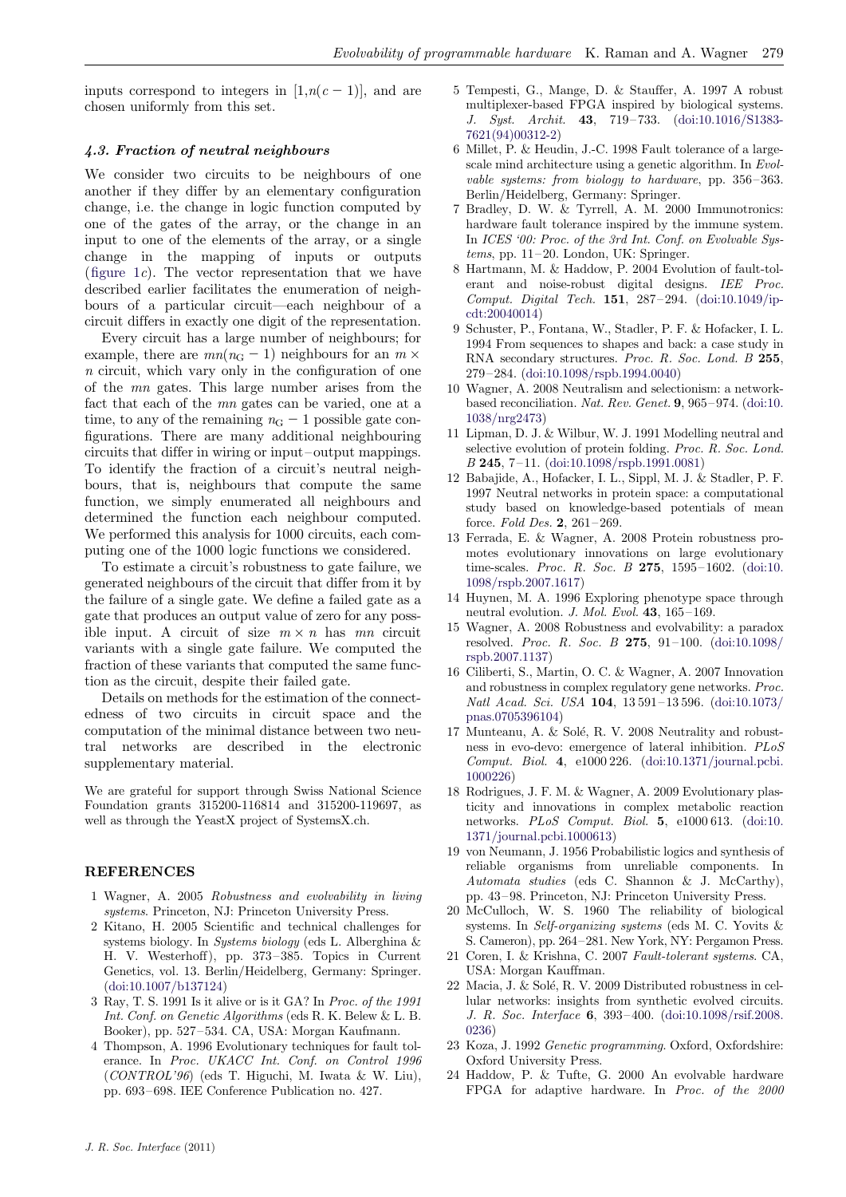inputs correspond to integers in $[1,n(c-1)]$, and are chosen uniformly from this set.

### *4.3. Fraction of neutral neighbours*

We consider two circuits to be neighbours of one another if they differ by an elementary configuration change, i.e. the change in logic function computed by one of the gates of the array, or the change in an input to one of the elements of the array, or a single change in the mapping of inputs or outputs (figure 1*c*). The vector representation that we have described earlier facilitates the enumeration of neighbours of a particular circuit—each neighbour of a circuit differs in exactly one digit of the representation.

Every circuit has a large number of neighbours; for example, there are $mn(n_G - 1)$ neighbours for an $m \times n$ circuit, which vary only in the configuration of one of the $mn$ gates. This large number arises from the fact that each of the $mn$ gates can be varied, one at a time, to any of the remaining $n_G - 1$ possible gate configurations. There are many additional neighbouring circuits that differ in wiring or input–output mappings. To identify the fraction of a circuit's neutral neighbours, that is, neighbours that compute the same function, we simply enumerated all neighbours and determined the function each neighbour computed. We performed this analysis for 1000 circuits, each computing one of the 1000 logic functions we considered.

To estimate a circuit's robustness to gate failure, we generated neighbours of the circuit that differ from it by the failure of a single gate. We define a failed gate as a gate that produces an output value of zero for any possible input. A circuit of size $m \times n$ has $mn$ circuit variants with a single gate failure. We computed the fraction of these variants that computed the same function as the circuit, despite their failed gate.

Details on methods for the estimation of the connectedness of two circuits in circuit space and the computation of the minimal distance between two neutral networks are described in the electronic supplementary material.

We are grateful for support through Swiss National Science Foundation grants 315200-116814 and 315200-119697, as well as through the YeastX project of SystemsX.ch.

## REFERENCES

1 Wagner, A. 2005 *Robustness and evolvability in living systems*. Princeton, NJ: Princeton University Press.

2 Kitano, H. 2005 Scientific and technical challenges for systems biology. In *Systems biology* (eds L. Alberghina & H. V. Westerhoff), pp. 373–385. Topics in Current Genetics, vol. 13. Berlin/Heidelberg, Germany: Springer. (doi:10.1007/b137124)

3 Ray, T. S. 1991 Is it alive or is it GA? In *Proc. of the 1991 Int. Conf. on Genetic Algorithms* (eds R. K. Belew & L. B. Booker), pp. 527–534. CA, USA: Morgan Kaufmann.

4 Thompson, A. 1996 Evolutionary techniques for fault tolerance. In *Proc. UKACC Int. Conf. on Control 1996 (CONTROL'96)* (eds T. Higuchi, M. Iwata & W. Liu), pp. 693–698. IEE Conference Publication no. 427.

5 Tempesti, G., Mange, D. & Stauffer, A. 1997 A robust multiplexer-based FPGA inspired by biological systems. *J. Syst. Archit.* **43**, 719–733. (doi:10.1016/S1383-7621(94)00312-2)

6 Millet, P. & Heudin, J.-C. 1998 Fault tolerance of a large-scale mind architecture using a genetic algorithm. In *Evolvable systems: from biology to hardware*, pp. 356–363. Berlin/Heidelberg, Germany: Springer.

7 Bradley, D. W. & Tyrrell, A. M. 2000 Immunotronics: hardware fault tolerance inspired by the immune system. In *ICES '00: Proc. of the 3rd Int. Conf. on Evolvable Systems*, pp. 11–20. London, UK: Springer.

8 Hartmann, M. & Haddow, P. 2004 Evolution of fault-tolerant and noise-robust digital designs. *IEE Proc. Comput. Digital Tech.* **151**, 287–294. (doi:10.1049/ip-cdt:20040014)

9 Schuster, P., Fontana, W., Stadler, P. F. & Hofacker, I. L. 1994 From sequences to shapes and back: a case study in RNA secondary structures. *Proc. R. Soc. Lond. B* **255**, 279–284. (doi:10.1098/rspb.1994.0040)

10 Wagner, A. 2008 Neutralism and selectionism: a network-based reconciliation. *Nat. Rev. Genet.* **9**, 965–974. (doi:10.1038/nrg2473)

11 Lipman, D. J. & Wilbur, W. J. 1991 Modelling neutral and selective evolution of protein folding. *Proc. R. Soc. Lond. B* **245**, 7–11. (doi:10.1098/rspb.1991.0081)

12 Babajide, A., Hofacker, I. L., Sippl, M. J. & Stadler, P. F. 1997 Neutral networks in protein space: a computational study based on knowledge-based potentials of mean force. *Fold Des.* **2**, 261–269.

13 Ferrada, E. & Wagner, A. 2008 Protein robustness promotes evolutionary innovations on large evolutionary time-scales. *Proc. R. Soc. B* **275**, 1595–1602. (doi:10.1098/rspb.2007.1617)

14 Huynen, M. A. 1996 Exploring phenotype space through neutral evolution. *J. Mol. Evol.* **43**, 165–169.

15 Wagner, A. 2008 Robustness and evolvability: a paradox resolved. *Proc. R. Soc. B* **275**, 91–100. (doi:10.1098/rspb.2007.1137)

16 Ciliberti, S., Martin, O. C. & Wagner, A. 2007 Innovation and robustness in complex regulatory gene networks. *Proc. Natl Acad. Sci. USA* **104**, 13 591–13 596. (doi:10.1073/pnas.0705396104)

17 Munteanu, A. & Solé, R. V. 2008 Neutrality and robustness in evo-devo: emergence of lateral inhibition. *PLoS Comput. Biol.* **4**, e1000 226. (doi:10.1371/journal.pcbi.1000226)

18 Rodrigues, J. F. M. & Wagner, A. 2009 Evolutionary plasticity and innovations in complex metabolic reaction networks. *PLoS Comput. Biol.* **5**, e1000 613. (doi:10.1371/journal.pcbi.1000613)

19 von Neumann, J. 1956 Probabilistic logics and synthesis of reliable organisms from unreliable components. In *Automata studies* (eds C. Shannon & J. McCarthy), pp. 43–98. Princeton, NJ: Princeton University Press.

20 McCulloch, W. S. 1960 The reliability of biological systems. In *Self-organizing systems* (eds M. C. Yovits & S. Cameron), pp. 264–281. New York, NY: Pergamon Press.

21 Coren, I. & Krishna, C. 2007 *Fault-tolerant systems*. CA, USA: Morgan Kauffman.

22 Macia, J. & Solé, R. V. 2009 Distributed robustness in cellular networks: insights from synthetic evolved circuits. *J. R. Soc. Interface* **6**, 393–400. (doi:10.1098/rsif.2008.0236)

23 Koza, J. 1992 *Genetic programming*. Oxford, Oxfordshire: Oxford University Press.

24 Haddow, P. & Tufte, G. 2000 An evolvable hardware FPGA for adaptive hardware. In *Proc. of the 2000*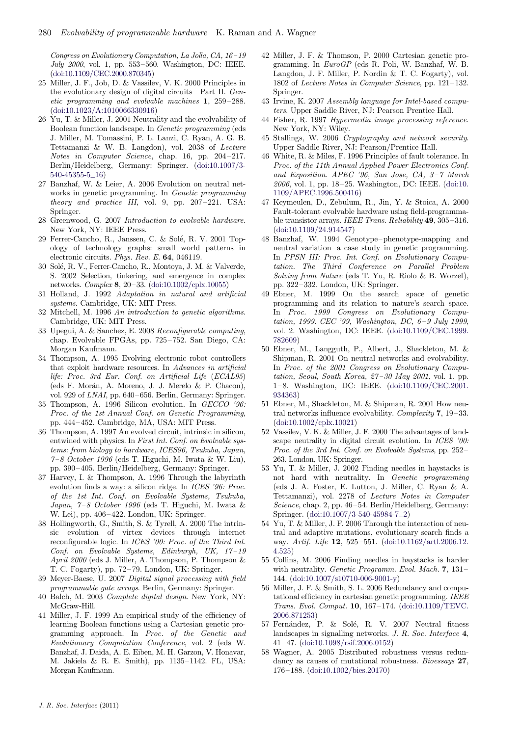*Congress on Evolutionary Computation, La Jolla, CA, 16–19 July 2000*, vol. 1, pp. 553–560. Washington, DC: IEEE. (doi:10.1109/CEC.2000.870345)

25 Miller, J. F., Job, D. & Vassilev, V. K. 2000 Principles in the evolutionary design of digital circuits—Part II. *Genetic programming and evolvable machines* **1**, 259–288. (doi:10.1023/A:1010066330916)

26 Yu, T. & Miller, J. 2001 Neutrality and the evolvability of Boolean function landscape. In *Genetic programming* (eds J. Miller, M. Tomassini, P. L. Lanzi, C. Ryan, A. G. B. Tettamanzi & W. B. Langdon), vol. 2038 of *Lecture Notes in Computer Science*, chap. 16, pp. 204–217. Berlin/Heidelberg, Germany: Springer. (doi:10.1007/3-540-45355-5_16)

27 Banzhaf, W. & Leier, A. 2006 Evolution on neutral networks in genetic programming. In *Genetic programming theory and practice III*, vol. 9, pp. 207–221. USA: Springer.

28 Greenwood, G. 2007 *Introduction to evolvable hardware*. New York, NY: IEEE Press.

29 Ferrer-Cancho, R., Janssen, C. & Solé, R. V. 2001 Topology of technology graphs: small world patterns in electronic circuits. *Phys. Rev. E.* **64**, 046119.

30 Solé, R. V., Ferrer-Cancho, R., Montoya, J. M. & Valverde, S. 2002 Selection, tinkering, and emergence in complex networks. *Complex* **8**, 20–33. (doi:10.1002/cplx.10055)

31 Holland, J. 1992 *Adaptation in natural and artificial systems*. Cambridge, UK: MIT Press.

32 Mitchell, M. 1996 *An introduction to genetic algorithms*. Cambridge, UK: MIT Press.

33 Upegui, A. & Sanchez, E. 2008 *Reconfigurable computing*, chap. Evolvable FPGAs, pp. 725–752. San Diego, CA: Morgan Kaufmann.

34 Thompson, A. 1995 Evolving electronic robot controllers that exploit hardware resources. In *Advances in artificial life: Proc. 3rd Eur. Conf. on Artificial Life* (*ECAL95*) (eds F. Morán, A. Moreno, J. J. Merelo & P. Chacon), vol. 929 of *LNAI*, pp. 640–656. Berlin, Germany: Springer.

35 Thompson, A. 1996 Silicon evolution. In *GECCO '96: Proc. of the 1st Annual Conf. on Genetic Programming*, pp. 444–452. Cambridge, MA, USA: MIT Press.

36 Thompson, A. 1997 An evolved circuit, intrinsic in silicon, entwined with physics. In *First Int. Conf. on Evolvable systems: from biology to hardware, ICES96, Tsukuba, Japan, 7–8 October 1996* (eds T. Higuchi, M. Iwata & W. Liu), pp. 390–405. Berlin/Heidelberg, Germany: Springer.

37 Harvey, I. & Thompson, A. 1996 Through the labyrinth evolution finds a way: a silicon ridge. In *ICES '96: Proc. of the 1st Int. Conf. on Evolvable Systems, Tsukuba, Japan, 7–8 October 1996* (eds T. Higuchi, M. Iwata & W. Lei), pp. 406–422. London, UK: Springer.

38 Hollingworth, G., Smith, S. & Tyrell, A. 2000 The intrinsic evolution of virtex devices through internet reconfigurable logic. In *ICES '00: Proc. of the Third Int. Conf. on Evolvable Systems, Edinburgh, UK, 17–19 April 2000* (eds J. Miller, A. Thompson, P. Thompson & T. C. Fogarty), pp. 72–79. London, UK: Springer.

39 Meyer-Baese, U. 2007 *Digital signal processing with field programmable gate arrays*. Berlin, Germany: Springer.

40 Balch, M. 2003 *Complete digital design*. New York, NY: McGraw-Hill.

41 Miller, J. F. 1999 An empirical study of the efficiency of learning Boolean functions using a Cartesian genetic programming approach. In *Proc. of the Genetic and Evolutionary Computation Conference*, vol. 2 (eds W. Banzhaf, J. Daida, A. E. Eiben, M. H. Garzon, V. Honavar, M. Jakiela & R. E. Smith), pp. 1135–1142. FL, USA: Morgan Kaufmann.

42 Miller, J. F. & Thomson, P. 2000 Cartesian genetic programming. In *EuroGP* (eds R. Poli, W. Banzhaf, W. B. Langdon, J. F. Miller, P. Nordin & T. C. Fogarty), vol. 1802 of *Lecture Notes in Computer Science*, pp. 121–132. Springer.

43 Irvine, K. 2007 *Assembly language for Intel-based computers*. Upper Saddle River, NJ: Pearson Prentice Hall.

44 Fisher, R. 1997 *Hypermedia image processing reference*. New York, NY: Wiley.

45 Stallings, W. 2006 *Cryptography and network security*. Upper Saddle River, NJ: Pearson/Prentice Hall.

46 White, R. & Miles, F. 1996 Principles of fault tolerance. In *Proc. of the 11th Annual Applied Power Electronics Conf. and Exposition. APEC '96, San Jose, CA, 3–7 March 2006*, vol. 1, pp. 18–25. Washington, DC: IEEE. (doi:10.1109/APEC.1996.500416)

47 Keymeulen, D., Zebulum, R., Jin, Y. & Stoica, A. 2000 Fault-tolerant evolvable hardware using field-programmable transistor arrays. *IEEE Trans. Reliability* **49**, 305–316. (doi:10.1109/24.914547)

48 Banzhaf, W. 1994 Genotype–phenotype-mapping and neutral variation–a case study in genetic programming. In *PPSN III: Proc. Int. Conf. on Evolutionary Computation. The Third Conference on Parallel Problem Solving from Nature* (eds T. Yu, R. Riolo & B. Worzel), pp. 322–332. London, UK: Springer.

49 Ebner, M. 1999 On the search space of genetic programming and its relation to nature's search space. In *Proc. 1999 Congress on Evolutionary Computation, 1999. CEC '99, Washington, DC, 6–9 July 1999*, vol. 2. Washington, DC: IEEE. (doi:10.1109/CEC.1999.782609)

50 Ebner, M., Langguth, P., Albert, J., Shackleton, M. & Shipman, R. 2001 On neutral networks and evolvability. In *Proc. of the 2001 Congress on Evolutionary Computation, Seoul, South Korea, 27–30 May 2001*, vol. 1, pp. 1–8. Washington, DC: IEEE. (doi:10.1109/CEC.2001.934363)

51 Ebner, M., Shackleton, M. & Shipman, R. 2001 How neutral networks influence evolvability. *Complexity* **7**, 19–33. (doi:10.1002/cplx.10021)

52 Vassilev, V. K. & Miller, J. F. 2000 The advantages of landscape neutrality in digital circuit evolution. In *ICES '00: Proc. of the 3rd Int. Conf. on Evolvable Systems*, pp. 252–263. London, UK: Springer.

53 Yu, T. & Miller, J. 2002 Finding needles in haystacks is not hard with neutrality. In *Genetic programming* (eds J. A. Foster, E. Lutton, J. Miller, C. Ryan & A. Tettamanzi), vol. 2278 of *Lecture Notes in Computer Science*, chap. 2, pp. 46–54. Berlin/Heidelberg, Germany: Springer. (doi:10.1007/3-540-45984-7_2)

54 Yu, T. & Miller, J. F. 2006 Through the interaction of neutral and adaptive mutations, evolutionary search finds a way. *Artif. Life* **12**, 525–551. (doi:10.1162/artl.2006.12.4.525)

55 Collins, M. 2006 Finding needles in haystacks is harder with neutrality. *Genetic Programm. Evol. Mach.* **7**, 131–144. (doi:10.1007/s10710-006-9001-y)

56 Miller, J. F. & Smith, S. L. 2006 Redundancy and computational efficiency in cartesian genetic programming. *IEEE Trans. Evol. Comput.* **10**, 167–174. (doi:10.1109/TEVC.2006.871253)

57 Fernández, P. & Solé, R. V. 2007 Neutral fitness landscapes in signalling networks. *J. R. Soc. Interface* **4**, 41–47. (doi:10.1098/rsif.2006.0152)

58 Wagner, A. 2005 Distributed robustness versus redundancy as causes of mutational robustness. *Bioessays* **27**, 176–188. (doi:10.1002/bies.20170)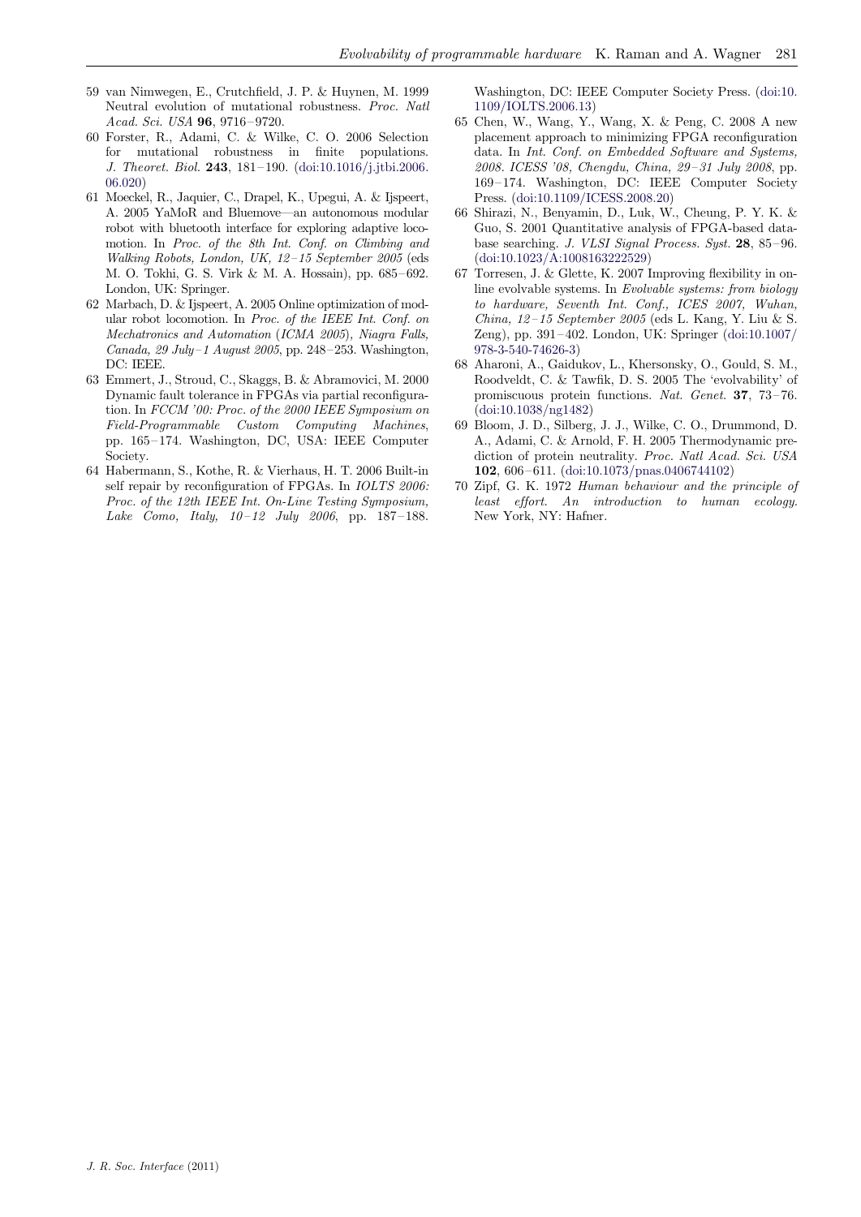59 van Nimwegen, E., Crutchfield, J. P. & Huynen, M. 1999 Neutral evolution of mutational robustness. *Proc. Natl Acad. Sci. USA* **96**, 9716–9720.

60 Forster, R., Adami, C. & Wilke, C. O. 2006 Selection for mutational robustness in finite populations. *J. Theoret. Biol.* **243**, 181–190. (doi:10.1016/j.jtbi.2006.06.020)

61 Moeckel, R., Jaquier, C., Drapel, K., Upegui, A. & Ijspeert, A. 2005 YaMoR and Bluemove—an autonomous modular robot with bluetooth interface for exploring adaptive locomotion. In *Proc. of the 8th Int. Conf. on Climbing and Walking Robots, London, UK, 12–15 September 2005* (eds M. O. Tokhi, G. S. Virk & M. A. Hossain), pp. 685–692. London, UK: Springer.

62 Marbach, D. & Ijspeert, A. 2005 Online optimization of modular robot locomotion. In *Proc. of the IEEE Int. Conf. on Mechatronics and Automation (ICMA 2005), Niagra Falls, Canada, 29 July–1 August 2005*, pp. 248–253. Washington, DC: IEEE.

63 Emmert, J., Stroud, C., Skaggs, B. & Abramovici, M. 2000 Dynamic fault tolerance in FPGAs via partial reconfiguration. In *FCCM '00: Proc. of the 2000 IEEE Symposium on Field-Programmable Custom Computing Machines*, pp. 165–174. Washington, DC, USA: IEEE Computer Society.

64 Habermann, S., Kothe, R. & Vierhaus, H. T. 2006 Built-in self repair by reconfiguration of FPGAs. In *IOLTS 2006: Proc. of the 12th IEEE Int. On-Line Testing Symposium, Lake Como, Italy, 10–12 July 2006*, pp. 187–188. Washington, DC: IEEE Computer Society Press. (doi:10.1109/IOLTS.2006.13)

65 Chen, W., Wang, Y., Wang, X. & Peng, C. 2008 A new placement approach to minimizing FPGA reconfiguration data. In *Int. Conf. on Embedded Software and Systems, 2008. ICESS '08, Chengdu, China, 29–31 July 2008*, pp. 169–174. Washington, DC: IEEE Computer Society Press. (doi:10.1109/ICESS.2008.20)

66 Shirazi, N., Benyamin, D., Luk, W., Cheung, P. Y. K. & Guo, S. 2001 Quantitative analysis of FPGA-based database searching. *J. VLSI Signal Process. Syst.* **28**, 85–96. (doi:10.1023/A:1008163222529)

67 Torresen, J. & Glette, K. 2007 Improving flexibility in online evolvable systems. In *Evolvable systems: from biology to hardware, Seventh Int. Conf., ICES 2007, Wuhan, China, 12–15 September 2005* (eds L. Kang, Y. Liu & S. Zeng), pp. 391–402. London, UK: Springer (doi:10.1007/978-3-540-74626-3)

68 Aharoni, A., Gaidukov, L., Khersonsky, O., Gould, S. M., Roodveldt, C. & Tawfik, D. S. 2005 The 'evolvability' of promiscuous protein functions. *Nat. Genet.* **37**, 73–76. (doi:10.1038/ng1482)

69 Bloom, J. D., Silberg, J. J., Wilke, C. O., Drummond, D. A., Adami, C. & Arnold, F. H. 2005 Thermodynamic prediction of protein neutrality. *Proc. Natl Acad. Sci. USA* **102**, 606–611. (doi:10.1073/pnas.0406744102)

70 Zipf, G. K. 1972 *Human behaviour and the principle of least effort. An introduction to human ecology.* New York, NY: Hafner.